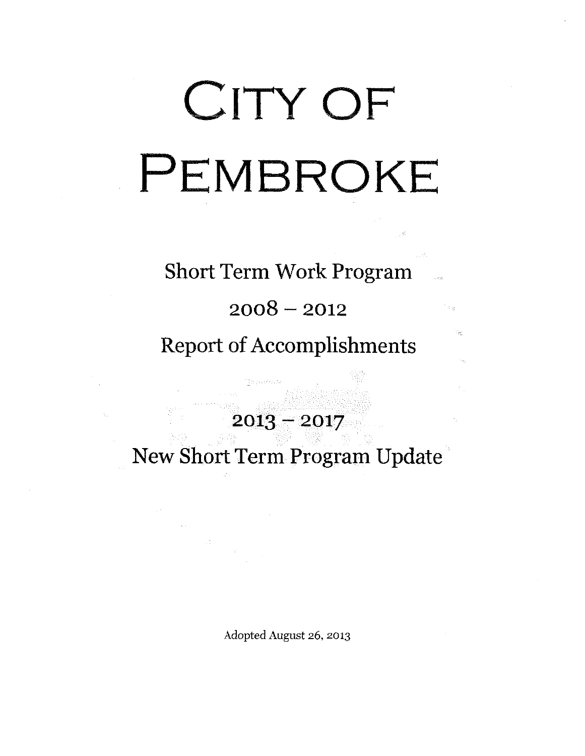# CITY OF PEMBROKE

## Short Term Work Program

## 2008 – 2012

## Report of Accomplishments

## 2013 – 2017

## New Short Term Program Update

Adopted August 26, 2013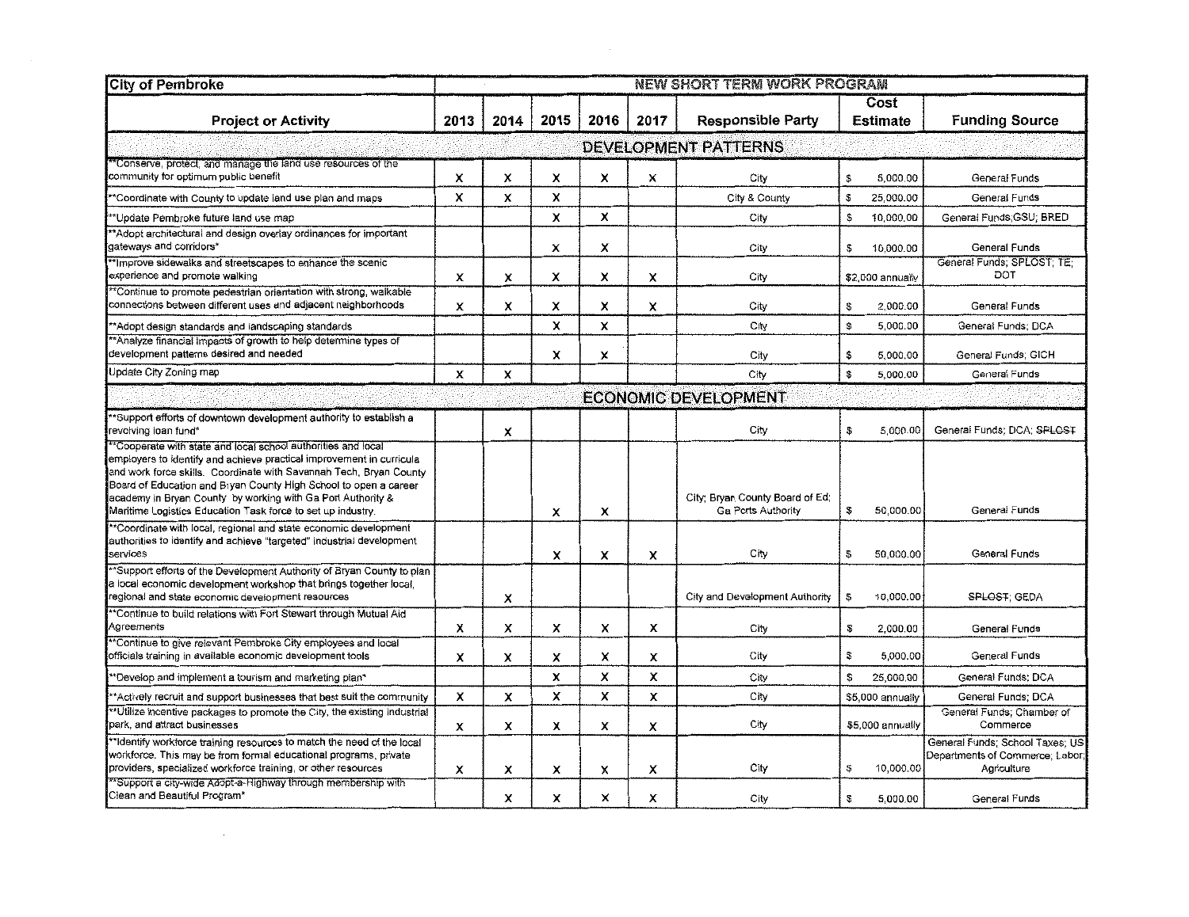| City of Pembroke | NEW SHORT TERM WORK PROGRAM | | | | | | | |
|---|---|---|---|---|---|---|---|---|
| Project or Activity | 2013 | 2014 | 2015 | 2016 | 2017 | Responsible Party | Cost Estimate | Funding Source |
| DEVELOPMENT PATTERNS | | | | | | | | |
| **Conserve, protect, and manage the land use resources of the community for optimum public benefit | X | X | X | X | X | City | $ 5,000.00 | General Funds |
| **Coordinate with County to update land use plan and maps | X | X | X | | | City & County | $ 25,000.00 | General Funds |
| **Update Pembroke future land use map | | | X | X | | City | $ 10,000.00 | General Funds;GSU; BRED |
| **Adopt architectural and design overlay ordinances for important gateways and corridors* | | | X | X | | City | $ 10,000.00 | General Funds |
| **Improve sidewalks and streetscapes to enhance the scenic experience and promote walking | X | X | X | X | X | City | $2,000 annually | General Funds; SPLOST; TE; DOT |
| **Continue to promote pedestrian orientation with strong, walkable connections between different uses and adjacent neighborhoods | X | X | X | X | X | City | $ 2,000.00 | General Funds |
| **Adopt design standards and landscaping standards | | | X | X | | City | $ 5,000.00 | General Funds; DCA |
| **Analyze financial impacts of growth to help determine types of development patterns desired and needed | | | X | X | | City | $ 5,000.00 | General Funds; GICH |
| Update City Zoning map | X | X | | | | City | $ 5,000.00 | General Funds |
| ECONOMIC DEVELOPMENT | | | | | | | | |
| **Support efforts of downtown development authority to establish a revolving loan fund* | | X | | | | City | $ 5,000.00 | General Funds; DCA; ~~SPLOST~~ |
| **Cooperate with state and local school authorities and local employers to identify and achieve practical improvement in curricula and work force skills. Coordinate with Savannah Tech, Bryan County Board of Education and Bryan County High School to open a career academy in Bryan County by working with Ga Port Authority & Maritime Logistics Education Task force to set up industry. | | | X | X | | City; Bryan County Board of Ed; Ga Ports Authority | $ 50,000.00 | General Funds |
| **Coordinate with local, regional and state economic development authorities to identify and achieve "targeted" industrial development services | | | X | X | X | City | $ 50,000.00 | General Funds |
| **Support efforts of the Development Authority of Bryan County to plan a local economic development workshop that brings together local, regional and state economic development resources | | X | | | | City and Development Authority | $ 10,000.00 | ~~SPLOST~~; GEDA |
| **Continue to build relations with Fort Stewart through Mutual Aid Agreements | X | X | X | X | X | City | $ 2,000.00 | General Funds |
| **Continue to give relevant Pembroke City employees and local officials training in available economic development tools | X | X | X | X | X | City | $ 5,000.00 | General Funds |
| **Develop and implement a tourism and marketing plan* | | | X | X | X | City | $ 25,000.00 | General Funds; DCA |
| **Actively recruit and support businesses that best suit the community | X | X | X | X | X | City | $5,000 annually | General Funds; DCA |
| **Utilize incentive packages to promote the City, the existing industrial park, and attract businesses | X | X | X | X | X | City | $5,000 annually | General Funds; Chamber of Commerce |
| **Identify workforce training resources to match the need of the local workforce. This may be from formal educational programs, private providers, specialized workforce training, or other resources | X | X | X | X | X | City | $ 10,000.00 | General Funds; School Taxes; US Departments of Commerce; Labor; Agriculture |
| **Support a city-wide Adopt-a-Highway through membership with Clean and Beautiful Program* | | X | X | X | X | City | $ 5,000.00 | General Funds |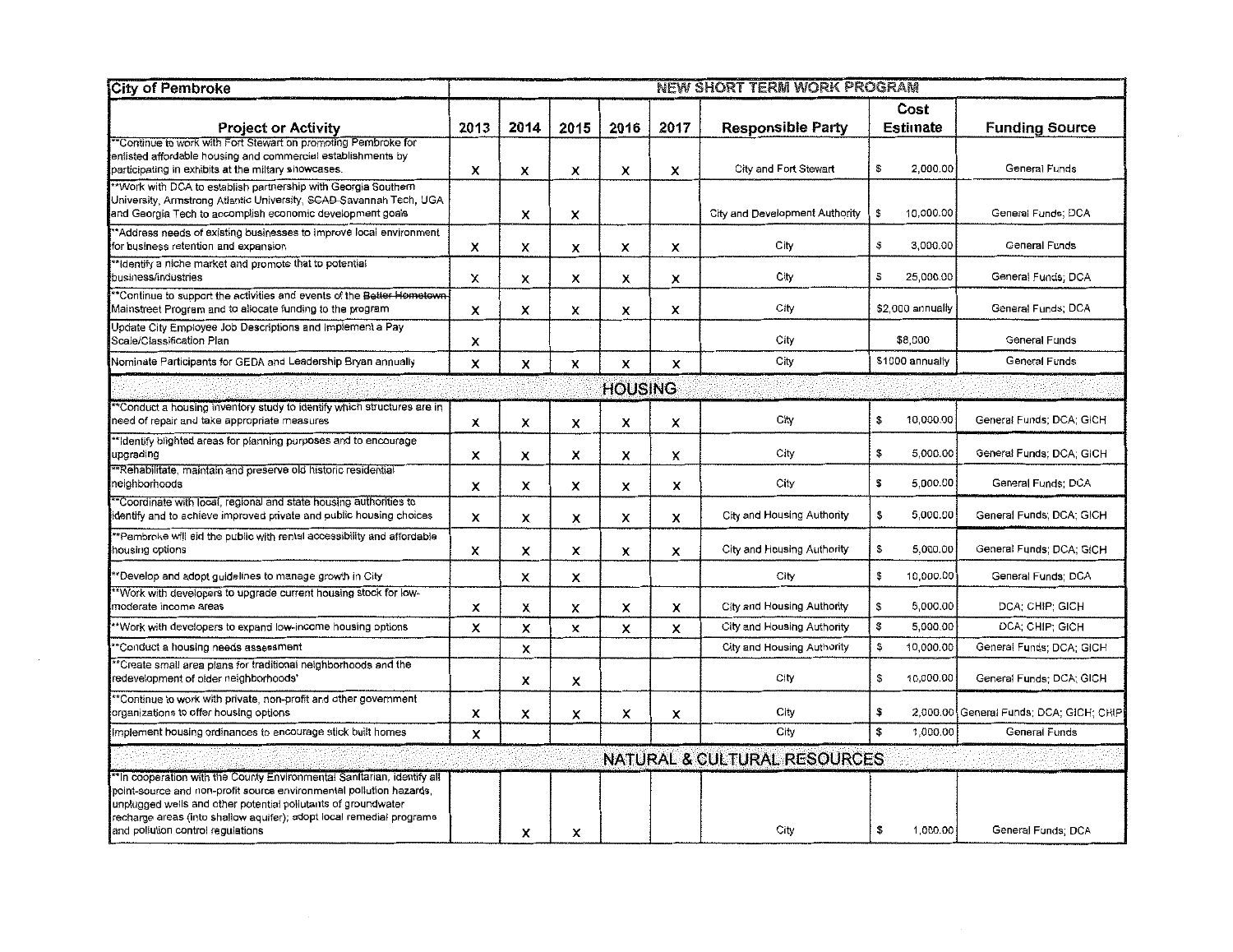| City of Pembroke | NEW SHORT TERM WORK PROGRAM | | | | | | | |
|---|---|---|---|---|---|---|---|---|
| **Project or Activity** | **2013** | **2014** | **2015** | **2016** | **2017** | **Responsible Party** | **Cost Estimate** | **Funding Source** |
| **Continue to work with Fort Stewart on promoting Pembroke for enlisted affordable housing and commercial establishments by participating in exhibits at the military showcases. | x | x | x | x | x | City and Fort Stewart | $ 2,000.00 | General Funds |
| **Work with DCA to establish partnership with Georgia Southern University, Armstrong Atlantic University, SCAD-Savannah Tech, UGA and Georgia Tech to accomplish economic development goals | | x | x | | | City and Development Authority | $ 10,000.00 | General Funds; DCA |
| **Address needs of existing businesses to improve local environment for business retention and expansion | x | x | x | x | x | City | $ 3,000.00 | General Funds |
| **Identify a niche market and promote that to potential business/industries | x | x | x | x | x | City | $ 25,000.00 | General Funds; DCA |
| **Continue to support the activities and events of the ~~Better Hometown~~ Mainstreet Program and to allocate funding to the program | x | x | x | x | x | City | $2,000 annually | General Funds; DCA |
| Update City Employee Job Descriptions and Implement a Pay Scale/Classification Plan | x | | | | | City | $8,000 | General Funds |
| Nominate Participants for GEDA and Leadership Bryan annually | x | x | x | x | x | City | $1000 annually | General Funds |
| **HOUSING** | | | | | | | | |
| **Conduct a housing inventory study to identify which structures are in need of repair and take appropriate measures | x | x | x | x | x | City | $ 10,000.00 | General Funds; DCA; GICH |
| **Identify blighted areas for planning purposes and to encourage upgrading | x | x | x | x | x | City | $ 5,000.00 | General Funds; DCA; GICH |
| **Rehabilitate, maintain and preserve old historic residential neighborhoods | x | x | x | x | x | City | $ 5,000.00 | General Funds; DCA |
| **Coordinate with local, regional and state housing authorities to identify and to achieve improved private and public housing choices | x | x | x | x | x | City and Housing Authority | $ 5,000.00 | General Funds; DCA; GICH |
| **Pembroke will aid the public with rental accessibility and affordable housing options | x | x | x | x | x | City and Housing Authority | $ 5,000.00 | General Funds; DCA; GICH |
| **Develop and adopt guidelines to manage growth in City | | x | x | | | City | $ 10,000.00 | General Funds; DCA |
| **Work with developers to upgrade current housing stock for low-moderate income areas | x | x | x | x | x | City and Housing Authority | $ 5,000.00 | DCA; CHIP; GICH |
| **Work with developers to expand low-income housing options | x | x | x | x | x | City and Housing Authority | $ 5,000.00 | DCA; CHIP; GICH |
| **Conduct a housing needs assessment | | x | | | | City and Housing Authority | $ 10,000.00 | General Funds; DCA; GICH |
| **Create small area plans for traditional neighborhoods and the redevelopment of older neighborhoods' | | x | x | | | City | $ 10,000.00 | General Funds; DCA; GICH |
| **Continue to work with private, non-profit and other government organizations to offer housing options | x | x | x | x | x | City | $ 2,000.00 | General Funds; DCA; GICH; CHIP |
| Implement housing ordinances to encourage stick built homes | x | | | | | City | $ 1,000.00 | General Funds |
| **NATURAL & CULTURAL RESOURCES** | | | | | | | | |
| **In cooperation with the County Environmental Sanitarian, identify all point-source and non-profit source environmental pollution hazards, unplugged wells and other potential pollutants of groundwater recharge areas (into shallow aquifer); adopt local remedial programs and pollution control regulations | | x | x | | | City | $ 1,000.00 | General Funds; DCA |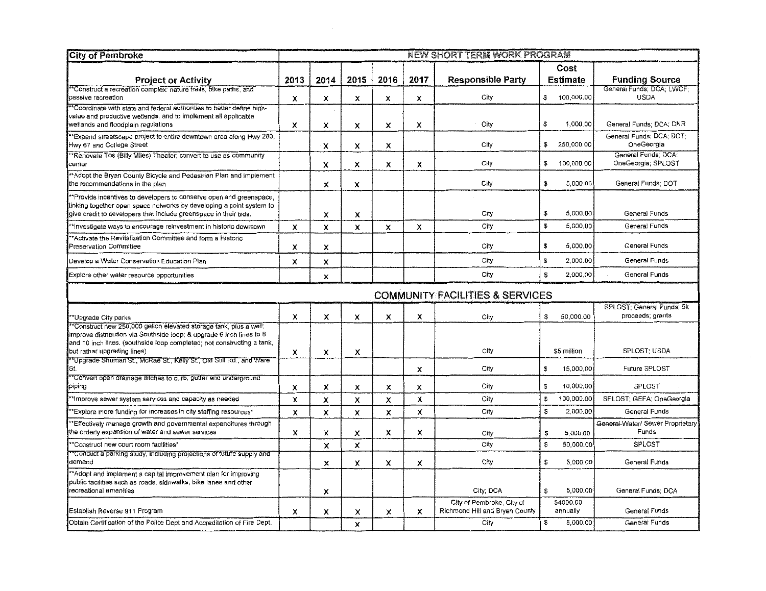| City of Pembroke | NEW SHORT TERM WORK PROGRAM | | | | | | | |
|---|---|---|---|---|---|---|---|---|
| Project or Activity | 2013 | 2014 | 2015 | 2016 | 2017 | Responsible Party | Cost Estimate | Funding Source |
| **Construct a recreation complex: nature trails, bike paths, and passive recreation | X | X | X | X | X | City | $ 100,000.00 | General Funds; DCA; LWCF; USDA |
| **Coordinate with state and federal authorities to better define high-value and productive wetlands, and to implement all applicable wetlands and floodplain regulations | X | X | X | X | X | City | $ 1,000.00 | General Funds; DCA; DNR |
| **Expand streetscape project to entire downtown area along Hwy 280, Hwy 67 and College Street | | X | X | X | | City | $ 250,000.00 | General Funds; DCA; DOT; OneGeorgia |
| **Renovate Tos (Billy Miles) Theater; convert to use as community center | | X | X | X | X | City | $ 100,000.00 | General Funds; DCA; OneGeorgia; SPLOST |
| **Adopt the Bryan County Bicycle and Pedestrian Plan and implement the recommendations in the plan | | X | X | | | City | $ 5,000.00 | General Funds; DOT |
| **Provide incentives to developers to conserve open and greenspace, linking together open space networks by developing a point system to give credit to developers that include greenspace in their bids. | | X | X | | | City | $ 5,000.00 | General Funds |
| **Investigate ways to encourage reinvestment in historic downtown | X | X | X | X | X | City | $ 5,000.00 | General Funds |
| **Activate the Revitalization Committee and form a Historic Preservation Committee | X | X | | | | City | $ 5,000.00 | General Funds |
| Develop a Water Conservation Education Plan | X | X | | | | City | $ 2,000.00 | General Funds |
| Explore other water resource opportunities | | X | | | | City | $ 2,000.00 | General Funds |
| **COMMUNITY FACILITIES & SERVICES** | | | | | | | | |
| **Upgrade City parks | X | X | X | X | X | City | $ 50,000.00 | ~~SPLOST~~; General Funds; 5k proceeds; grants |
| **Construct new 250,000 gallon elevated storage tank, plus a well; improve distribution via Southside loop; & upgrade 6 inch lines to 8 and 10 inch lines. (southside loop completed; not constructing a tank, but rather upgrading lines) | X | X | X | | | City | $5 million | SPLOST; USDA |
| **Upgrade Shuman St., McRae St., Kelly St., Old Still Rd., and Ware St. | | | | | X | City | $ 15,000.00 | Future SPLOST |
| **Convert open drainage ditches to curb, gutter and underground piping | X | X | X | X | X | City | $ 10,000.00 | SPLOST |
| **Improve sewer system services and capacity as needed | X | X | X | X | X | City | $ 100,000.00 | SPLOST; GEFA; OneGeorgia |
| **Explore more funding for increases in city staffing resources* | X | X | X | X | X | City | $ 2,000.00 | General Funds |
| **Effectively manage growth and governmental expenditures through the orderly expansion of water and sewer services | X | X | X | X | X | City | $ 5,000.00 | ~~General~~ Water/ Sewer Proprietary Funds |
| **Construct new court room facilities* | | X | X | | | City | $ 50,000.00 | SPLOST |
| **Conduct a parking study, including projections of future supply and demand | | X | X | X | X | City | $ 5,000.00 | General Funds |
| **Adopt and implement a capital improvement plan for improving public facilities such as roads, sidewalks, bike lanes and other recreational amenities | | X | | | | City; DCA | $ 5,000.00 | General Funds; DCA |
| Establish Reverse 911 Program | X | X | X | X | X | City of Pembroke, City of Richmond Hill and Bryan County | $4000.00 annually | General Funds |
| Obtain Certification of the Police Dept and Accreditation of Fire Dept. | | | X | | | City | $ 5,000.00 | General Funds |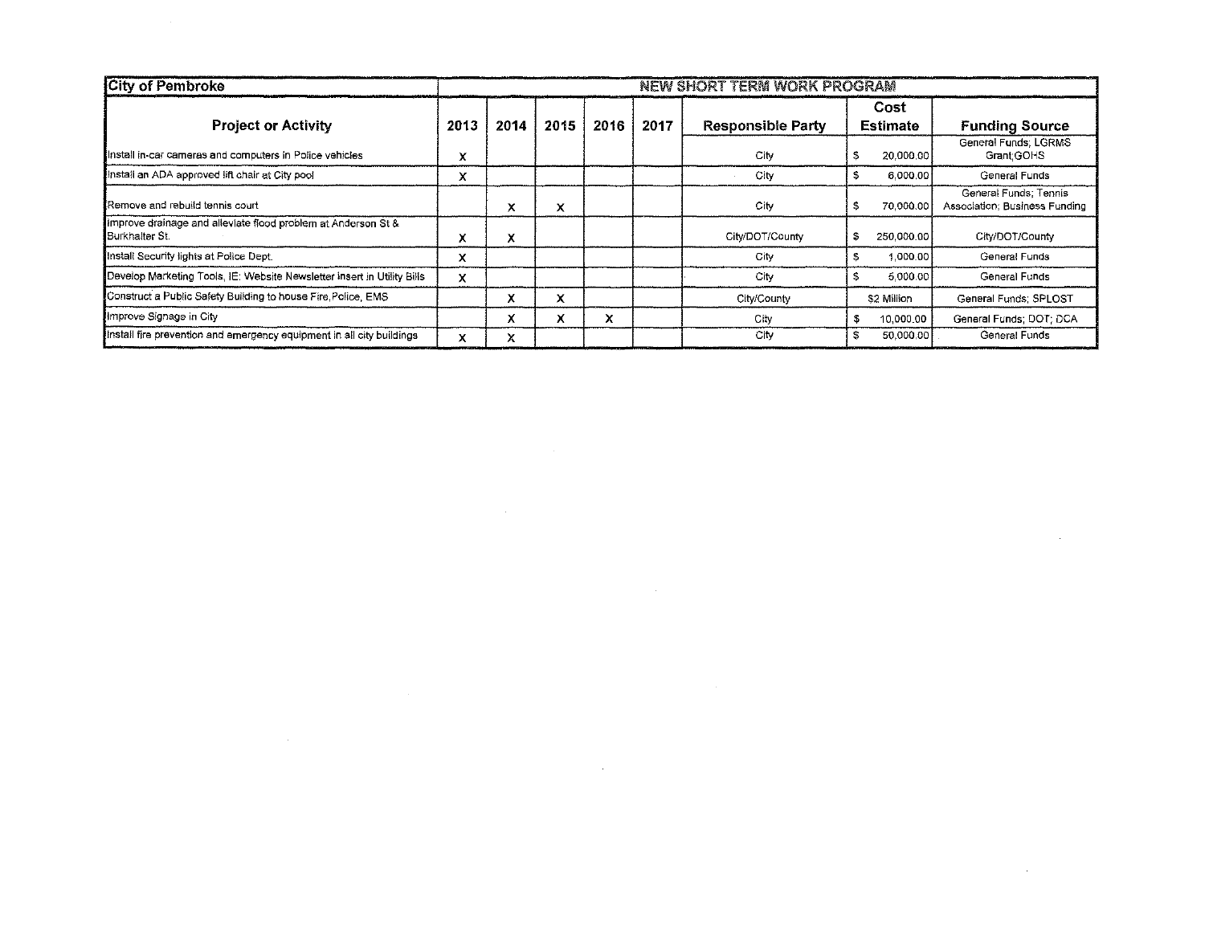| City of Pembroke | NEW SHORT TERM WORK PROGRAM | | | | | | | |
|---|---|---|---|---|---|---|---|---|
| Project or Activity | 2013 | 2014 | 2015 | 2016 | 2017 | Responsible Party | Cost Estimate | Funding Source |
| Install in-car cameras and computers in Police vehicles | X | | | | | City | $ 20,000.00 | General Funds; LGRMS Grant;GOHS |
| Install an ADA approved lift chair at City pool | X | | | | | City | $ 6,000.00 | General Funds |
| Remove and rebuild tennis court | | X | X | | | City | $ 70,000.00 | General Funds; Tennis Association; Business Funding |
| Improve drainage and alleviate flood problem at Anderson St & Burkhalter St. | X | X | | | | City/DOT/County | $ 250,000.00 | City/DOT/County |
| Install Security lights at Police Dept. | X | | | | | City | $ 1,000.00 | General Funds |
| Develop Marketing Tools, IE: Website Newsletter insert in Utility Bills | X | | | | | City | $ 5,000.00 | General Funds |
| Construct a Public Safety Building to house Fire,Police, EMS | | X | X | | | City/County | $2 Million | General Funds; SPLOST |
| Improve Signage in City | | X | X | X | | City | $ 10,000.00 | General Funds; DOT; DCA |
| Install fire prevention and emergency equipment in all city buildings | X | X | | | | City | $ 50,000.00 | General Funds |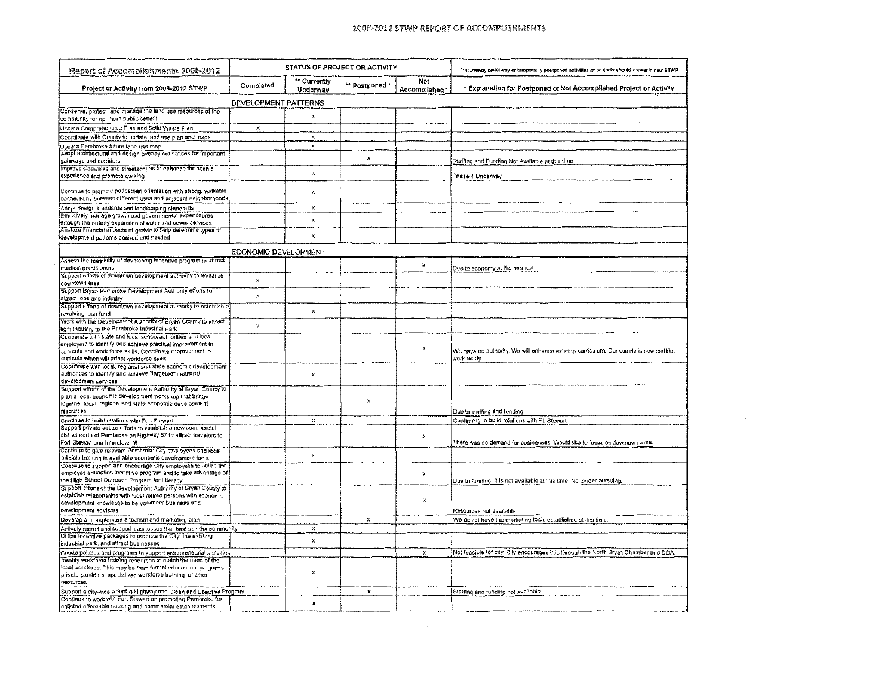# 2008-2012 STWP REPORT OF ACCOMPLISHMENTS

| Report of Accomplishments 2008-2012 | STATUS OF PROJECT OR ACTIVITY | | | | ** Currently underway or temporarily postponed activities or projects should appear in new STWP |
|---|---|---|---|---|---|
| Project or Activity from 2008-2012 STWP | Completed | ** Currently Underway | ** Postponed * | Not Accomplished * | * Explanation for Postponed or Not Accomplished Project or Activity |
| **DEVELOPMENT PATTERNS** | | | | | |
| Conserve, protect, and manage the land use resources of the community for optimum public benefit | | x | | | |
| Update Comprehensive Plan and Solid Waste Plan | x | | | | |
| Coordinate with County to update land use plan and maps | | x | | | |
| Update Pembroke future land use map | | x | | | |
| Adopt architectural and design overlay ordinances for important gateways and corridors | | | x | | Staffing and Funding Not Available at this time |
| Improve sidewalks and streetscapes to enhance the scenic experience and promote walking | | x | | | Phase 4 Underway |
| Continue to promote pedestrian orientation with strong, walkable connections between different uses and adjacent neighborhoods | | x | | | |
| Adopt design standards and landscaping standards | | x | | | |
| Effectively manage growth and governmental expenditures through the orderly expansion of water and sewer services | | x | | | |
| Analyze financial impacts of growth to help determine types of development patterns desired and needed | | x | | | |
| **ECONOMIC DEVELOPMENT** | | | | | |
| Assess the feasibility of developing incentive program to attract medical practitioners | | | | x | Due to economy at the moment |
| Support efforts of downtown development authority to revitalize downtown area | x | | | | |
| Support Bryan-Pembroke Development Authority efforts to attract jobs and industry | x | | | | |
| Support efforts of downtown development authority to establish a revolving loan fund | | x | | | |
| Work with the Development Authority of Bryan County to attract light industry to the Pembroke Industrial Park | x | | | | |
| Cooperate with state and local school authorities and local employers to identify and achieve practical improvement in curricula and work force skills. Coordinate improvement in curricula which will affect workforce skills | | | | x | We have no authority. We will enhance existing curriculum. Our county is now certified work ready. |
| Coordinate with local, regional and state economic development authorities to identify and achieve "targeted" industrial development services | | x | | | |
| Support efforts of the Development Authority of Bryan County to plan a local economic development workshop that brings together local, regional and state economic development resources | | | x | | Due to staffing and funding |
| Continue to build relations with Fort Stewart | | x | | | Continuing to build relations with Ft. Stewart |
| Support private sector efforts to establish a new commercial district north of Pembroke on Highway 67 to attract travelers to Fort Stewart and Interstate 16 | | | | x | There was no demand for businesses. Would like to focus on downtown area. |
| Continue to give relevant Pembroke City employees and local officials training in available economic development tools | | x | | | |
| Continue to support and encourage City employees to utilize the employee education incentive program and to take advantage of the High School Outreach Program for Literacy | | | | x | Due to funding, it is not available at this time. No longer pursuing. |
| Support efforts of the Development Authority of Bryan County to establish relationships with local retired persons with economic development knowledge to be volunteer business and development advisors | | | | x | Resources not available |
| Develop and implement a tourism and marketing plan | | | x | | We do not have the marketing tools established at this time. |
| Actively recruit and support businesses that best suit the community | | x | | | |
| Utilize incentive packages to promote the City, the existing industrial park, and attract businesses | | x | | | |
| Create policies and programs to support entrepreneurial activities | | | | x | Not feasible for city. City encourages this through the North Bryan Chamber and DDA. |
| Identify workforce training resources to match the need of the local workforce. This may be from formal educational programs, private providers, specialized workforce training, or other resources | | x | | | |
| Support a city-wide Adopt-a-Highway and Clean and Beautiful Program | | | x | | Staffing and funding not available. |
| Continue to work with Fort Stewart on promoting Pembroke for enlisted affordable housing and commercial establishments | | x | | | |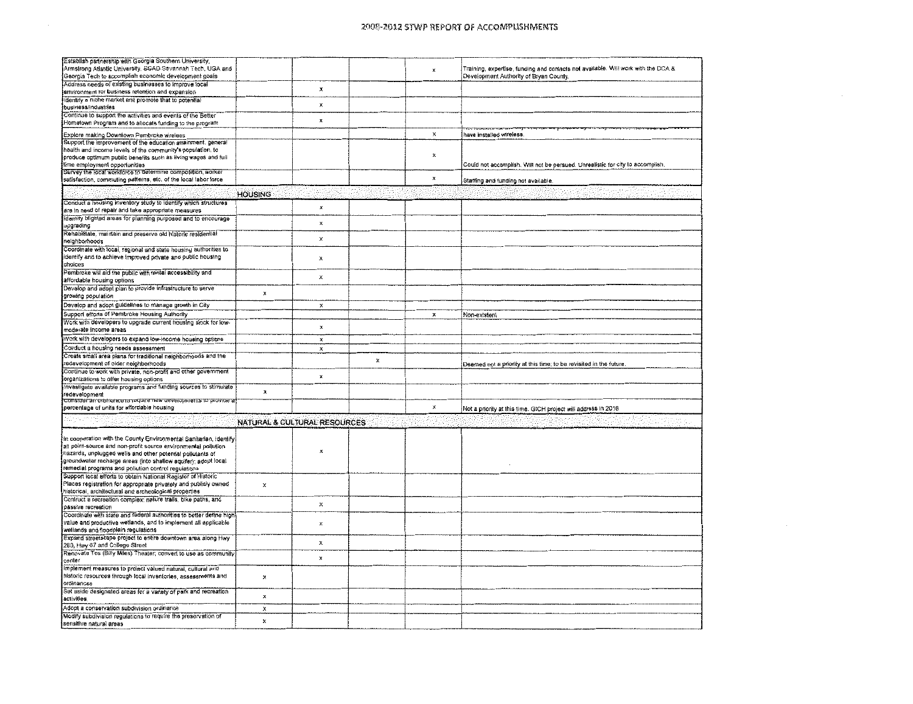| | | | | | |
|---|---|---|---|---|---|
| Establish partnership with Georgia Southern University, Armstrong Atlantic University, SGAD-Savannah Tech, UGA and Georgia Tech to accomplish economic development goals | | | | x | Training, expertise, funding and contacts not available. Will work with the DCA & Development Authority of Bryan County. |
| Address needs of existing businesses to improve local environment for business retention and expansion | | x | | | |
| Identify a niche market and promote that to potential business/industries | | x | | | |
| Continue to support the activities and events of the Better Hometown Program and to allocate funding to the program | | x | | | |
| Explore making Downtown Pembroke wireless | | | | x | have installed wireless. |
| Support the improvement of the education attainment, general health and income levels of the community's population, to produce optimum public benefits such as living wages and full time employment opportunities | | | | x | Could not accomplish. Will not be persued. Unrealistic for city to accomplish. |
| Survey the local workforce to determine composition, worker satisfaction, commuting patterns, etc. of the local labor force | | | | x | Staffing and funding not available. |
| **HOUSING** | | | | | |
| Conduct a housing inventory study to identify which structures are in need of repair and take appropriate measures | | x | | | |
| Identify blighted areas for planning purposed and to encourage upgrading | | x | | | |
| Rehabilitate, maintain and preserve old historic residential neighborhoods | | x | | | |
| Coordinate with local, regional and state housing authorities to identify and to achieve improved private and public housing choices | | x | | | |
| Pembroke will aid the public with rental accessibility and affordable housing options | | x | | | |
| Develop and adopt plan to provide infrastructure to serve growing population | x | | | | |
| Develop and adopt guidelines to manage growth in City | | x | | | |
| Support efforts of Pembroke Housing Authority | | | | x | Non-existent |
| Work with developers to upgrade current housing stock for low-moderate income areas | | x | | | |
| Work with developers to expand low-income housing options | | x | | | |
| Conduct a housing needs assessment | | x | | | |
| Create small area plans for traditional neighborhoods and the redevelopment of older neighborhoods | | | x | | Deemed not a priority at this time; to be revisited in the future. |
| Continue to work with private, non-profit and other government organizations to offer housing options | | x | | | |
| Investigate available programs and funding sources to stimulate redevelopment | x | | | | |
| Consider an ordinance to require new developments to provide a percentage of units for affordable housing | | | | x | Not a priority at this time. GICH project will address in 2016 |
| **NATURAL & CULTURAL RESOURCES** | | | | | |
| In cooperation with the County Environmental Sanitarian, identify all point-source and non-profit source environmental pollution hazards, unplugged wells and other potential pollutants of groundwater recharge areas (into shallow aquifer); adopt local remedial programs and pollution control regulations | | x | | | |
| Support local efforts to obtain National Register of Historic Places registration for appropriate privately and publicly owned historical, architectural and archeological properties | x | | | | |
| Contruct a recreation complex: nature trails, bike paths, and passive recreation | | x | | | |
| Coordinate with state and federal authorities to better define high value and productive wetlands, and to implement all applicable wetlands and floodplain regulations | | x | | | |
| Expand streetscape project to entire downtown area along Hwy 280, Hwy 67 and College Street | | x | | | |
| Renovate Tos (Billy Miles) Theater; convert to use as community center | | x | | | |
| Implement measures to protect valued natural, cultural and historic resources through local inventories, assessments and ordinances | x | | | | |
| Set aside designated areas for a variety of park and recreation activities | x | | | | |
| Adopt a conservation subdivision ordinance | x | | | | |
| Modify subdivision regulations to require the preservation of sensitive natural areas | x | | | | |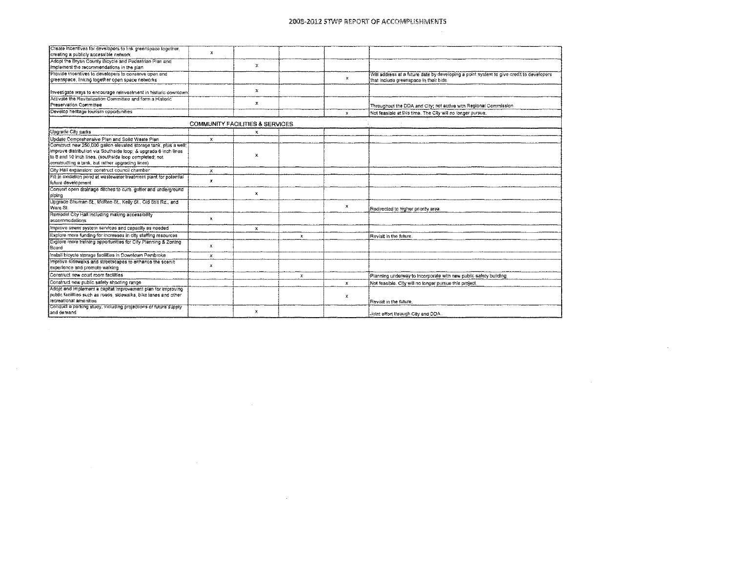# 2008-2012 STWP REPORT OF ACCOMPLISHMENTS

| | | | | | |
|---|---|---|---|---|---|
| Create incentives for developers to link greenspace together, creating a publicly accessible network | x | | | | |
| Adopt the Bryan County Bicycle and Pedestrian Plan and implement the recommendations in the plan | | x | | | |
| Provide incentives to developers to conserve open and greenspace, linking together open space networks | | | | x | Will address at a future date by developing a point system to give credit to developers that include greenspace in their bids |
| Investigate ways to encourage reinvestment in historic downtown | | x | | | |
| Activate the Revitalization Committee and form a Historic Preservation Committee | | x | | | Throughout the DDA and City; not active with Regional Commission |
| Develop heritage tourism opportunities | | | | x | Not feasible at this time. The City will no longer pursue. |
| **COMMUNITY FACILITIES & SERVICES** | | | | | |
| Upgrade City parks | | x | | | |
| Update Comprehensive Plan and Solid Waste Plan | x | | | | |
| Construct new 250,000 gallon elevated storage tank, plus a well; improve distribution via Southside loop; & upgrade 6 inch lines to 8 and 10 inch lines. (southside loop completed; not constructing a tank, but rather upgrading lines) | | x | | | |
| City Hall expansion: construct council chamber | x | | | | |
| Fill in oxidation pond at wastewater treatment plant for potential future development | x | | | | |
| Convert open drainage ditches to curb, gutter and underground piping | | x | | | |
| Upgrade Shuman St., McRae St., Kelly St., Old Still Rd., and Ware St. | | | | x | Redirected to higher priority area. |
| Remodel City Hall including making accessibility accommodations | x | | | | |
| Improve sewer system services and capacity as needed | | x | | | |
| Explore more funding for increases in city staffing resources | | | x | | Revisit in the future. |
| Explore more training opportunities for City Planning & Zoning Board | x | | | | |
| Install bicycle storage facilities in Downtown Pembroke | x | | | | |
| Improve sidewalks and streetscapes to enhance the scenic experience and promote walking | x | | | | |
| Construct new court room facilities | | | x | | Planning underway to incorporate with new public safety building. |
| Construct new public safety shooting range | | | | x | Not feasible. City will no longer pursue this project. |
| Adopt and implement a capital improvement plan for improving public facilities such as roads, sidewalks, bike lanes and other recreational amenities | | | | x | Revisit in the future. |
| Conduct a parking study, including projections of future supply and demand | | x | | | Joint effort through City and DDA. |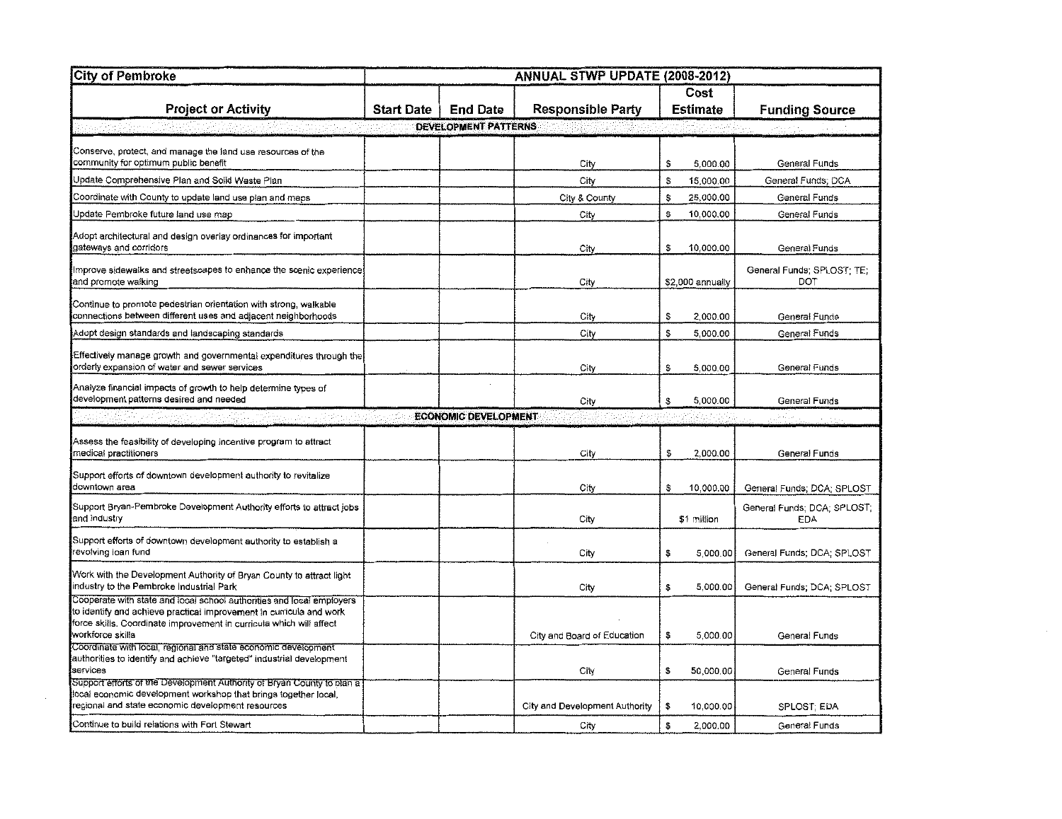| City of Pembroke | ANNUAL STWP UPDATE (2008-2012) | | | | |
|---|---|---|---|---|---|
| **Project or Activity** | **Start Date** | **End Date** | **Responsible Party** | **Cost Estimate** | **Funding Source** |
| **DEVELOPMENT PATTERNS** | | | | | |
| Conserve, protect, and manage the land use resources of the community for optimum public benefit | | | City | $ 5,000.00 | General Funds |
| Update Comprehensive Plan and Solid Waste Plan | | | City | $ 15,000.00 | General Funds; DCA |
| Coordinate with County to update land use plan and maps | | | City & County | $ 25,000.00 | General Funds |
| Update Pembroke future land use map | | | City | $ 10,000.00 | General Funds |
| Adopt architectural and design overlay ordinances for important gateways and corridors | | | City | $ 10,000.00 | General Funds |
| Improve sidewalks and streetscapes to enhance the scenic experience and promote walking | | | City | $2,000 annually | General Funds; SPLOST; TE; DOT |
| Continue to promote pedestrian orientation with strong, walkable connections between different uses and adjacent neighborhoods | | | City | $ 2,000.00 | General Funds |
| Adopt design standards and landscaping standards | | | City | $ 5,000.00 | General Funds |
| Effectively manage growth and governmental expenditures through the orderly expansion of water and sewer services | | | City | $ 5,000.00 | General Funds |
| Analyze financial impacts of growth to help determine types of development patterns desired and needed | | | City | $ 5,000.00 | General Funds |
| **ECONOMIC DEVELOPMENT** | | | | | |
| Assess the feasibility of developing incentive program to attract medical practitioners | | | City | $ 2,000.00 | General Funds |
| Support efforts of downtown development authority to revitalize downtown area | | | City | $ 10,000.00 | General Funds; DCA; SPLOST |
| Support Bryan-Pembroke Development Authority efforts to attract jobs and industry | | | City | $1 million | General Funds; DCA; SPLOST; EDA |
| Support efforts of downtown development authority to establish a revolving loan fund | | | City | $ 5,000.00 | General Funds; DCA; SPLOST |
| Work with the Development Authority of Bryan County to attract light industry to the Pembroke Industrial Park | | | City | $ 5,000.00 | General Funds; DCA; SPLOST |
| Cooperate with state and local school authorities and local employers to identify and achieve practical improvement in curricula and work force skills. Coordinate improvement in curricula which will affect workforce skills | | | City and Board of Education | $ 5,000.00 | General Funds |
| Coordinate with local, regional and state economic development authorities to identify and achieve "targeted" industrial development services | | | City | $ 50,000.00 | General Funds |
| Support efforts of the Development Authority of Bryan County to plan a local economic development workshop that brings together local, regional and state economic development resources | | | City and Development Authority | $ 10,000.00 | SPLOST; EDA |
| Continue to build relations with Fort Stewart | | | City | $ 2,000.00 | General Funds |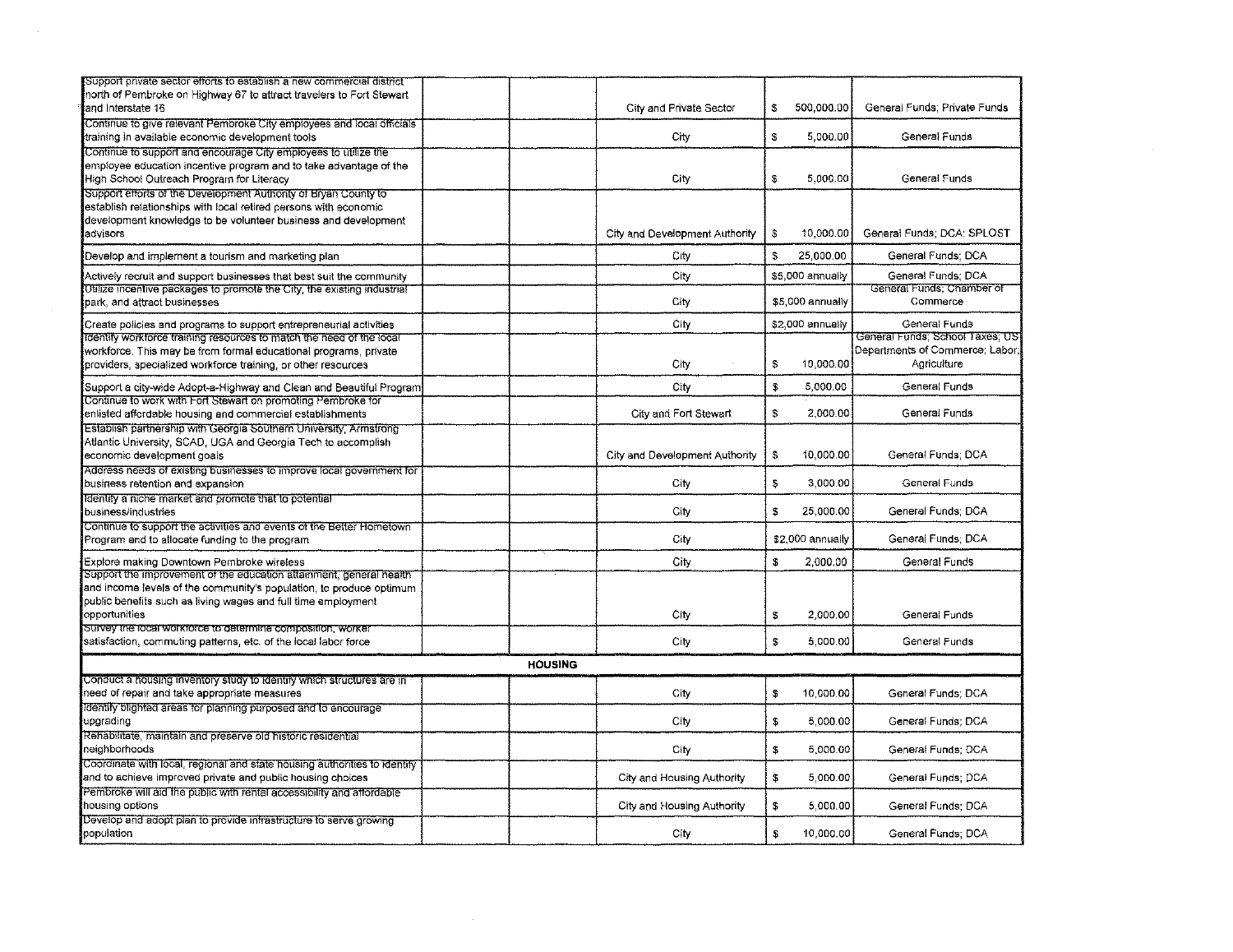| | | | | | |
|---|---|---|---|---|---|
| Support private sector efforts to establish a new commercial district north of Pembroke on Highway 67 to attract travelers to Fort Stewart and Interstate 16 | | | City and Private Sector | $ 500,000.00 | General Funds; Private Funds |
| Continue to give relevant Pembroke City employees and local officials training in available economic development tools | | | City | $ 5,000.00 | General Funds |
| Continue to support and encourage City employees to utilize the employee education incentive program and to take advantage of the High School Outreach Program for Literacy | | | City | $ 5,000.00 | General Funds |
| Support efforts of the Development Authority of Bryan County to establish relationships with local retired persons with economic development knowledge to be volunteer business and development advisors | | | City and Development Authority | $ 10,000.00 | General Funds; DCA; SPLOST |
| Develop and implement a tourism and marketing plan | | | City | $ 25,000.00 | General Funds; DCA |
| Actively recruit and support businesses that best suit the community | | | City | $5,000 annually | General Funds; DCA |
| Utilize incentive packages to promote the City, the existing industrial park, and attract businesses | | | City | $5,000 annually | General Funds; Chamber of Commerce |
| Create policies and programs to support entrepreneurial activities | | | City | $2,000 annually | General Funds |
| Identify workforce training resources to match the need of the local workforce. This may be from formal educational programs, private providers, specialized workforce training, or other resources | | | City | $ 10,000.00 | General Funds; School Taxes; US Departments of Commerce; Labor; Agriculture |
| Support a city-wide Adopt-a-Highway and Clean and Beautiful Program | | | City | $ 5,000.00 | General Funds |
| Continue to work with Fort Stewart on promoting Pembroke for enlisted affordable housing and commercial establishments | | | City and Fort Stewart | $ 2,000.00 | General Funds |
| Establish partnership with Georgia Southern University, Armstrong Atlantic University, SCAD, UGA and Georgia Tech to accomplish economic development goals | | | City and Development Authority | $ 10,000.00 | General Funds; DCA |
| Address needs of existing businesses to improve local government for business retention and expansion | | | City | $ 3,000.00 | General Funds |
| Identify a niche market and promote that to potential business/industries | | | City | $ 25,000.00 | General Funds; DCA |
| Continue to support the activities and events of the Better Hometown Program and to allocate funding to the program | | | City | $2,000 annually | General Funds; DCA |
| Explore making Downtown Pembroke wireless | | | City | $ 2,000.00 | General Funds |
| Support the improvement of the education attainment, general health and income levels of the community's population, to produce optimum public benefits such as living wages and full time employment opportunities | | | City | $ 2,000.00 | General Funds |
| Survey the local workforce to determine composition, worker satisfaction, commuting patterns, etc. of the local labor force | | | City | $ 5,000.00 | General Funds |
| | | **HOUSING** | | | |
| Conduct a housing inventory study to identify which structures are in need of repair and take appropriate measures | | | City | $ 10,000.00 | General Funds; DCA |
| Identify blighted areas for planning purposed and to encourage upgrading | | | City | $ 5,000.00 | General Funds; DCA |
| Rehabilitate, maintain and preserve old historic residential neighborhoods | | | City | $ 5,000.00 | General Funds; DCA |
| Coordinate with local, regional and state housing authorities to identify and to achieve improved private and public housing choices | | | City and Housing Authority | $ 5,000.00 | General Funds; DCA |
| Pembroke will aid the public with rental accessibility and affordable housing options | | | City and Housing Authority | $ 5,000.00 | General Funds; DCA |
| Develop and adopt plan to provide infrastructure to serve growing population | | | City | $ 10,000.00 | General Funds; DCA |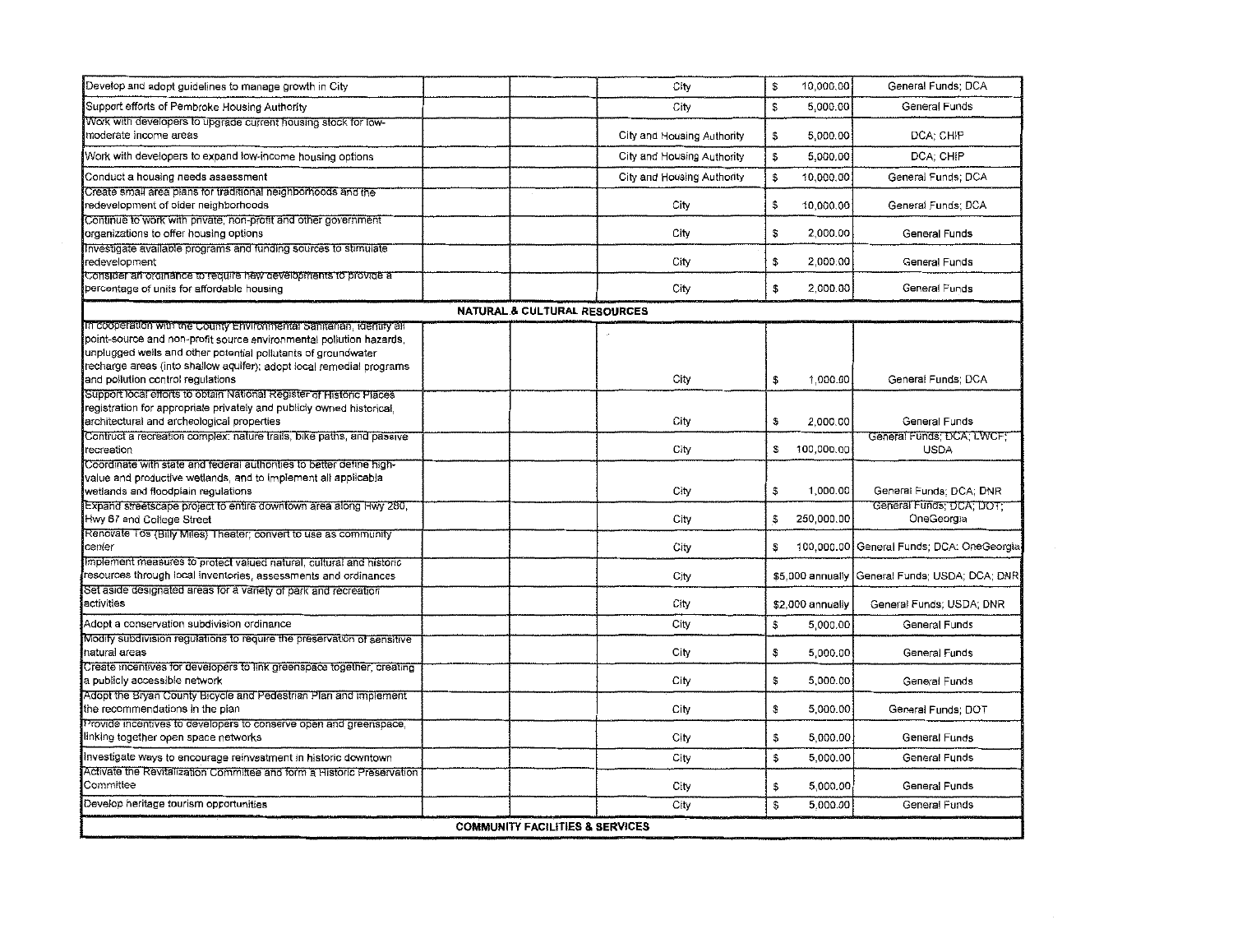| | | | | | |
|---|---|---|---|---|---|
| Develop and adopt guidelines to manage growth in City | | | City | $ 10,000.00 | General Funds; DCA |
| Support efforts of Pembroke Housing Authority | | | City | $ 5,000.00 | General Funds |
| Work with developers to upgrade current housing stock for low-moderate income areas | | | City and Housing Authority | $ 5,000.00 | DCA; CHIP |
| Work with developers to expand low-income housing options | | | City and Housing Authority | $ 5,000.00 | DCA; CHIP |
| Conduct a housing needs assessment | | | City and Housing Authority | $ 10,000.00 | General Funds; DCA |
| Create small area plans for traditional neighborhoods and the redevelopment of older neighborhoods | | | City | $ 10,000.00 | General Funds; DCA |
| Continue to work with private, non-profit and other government organizations to offer housing options | | | City | $ 2,000.00 | General Funds |
| Investigate available programs and funding sources to stimulate redevelopment | | | City | $ 2,000.00 | General Funds |
| Consider an ordinance to require new developments to provide a percentage of units for affordable housing | | | City | $ 2,000.00 | General Funds |
| **NATURAL & CULTURAL RESOURCES** | | | | | |
| In cooperation with the County Environmental Sanitarian, identify all point-source and non-profit source environmental pollution hazards, unplugged wells and other potential pollutants of groundwater recharge areas (into shallow aquifer); adopt local remedial programs and pollution control regulations | | | City | $ 1,000.00 | General Funds; DCA |
| Support local efforts to obtain National Register of Historic Places registration for appropriate privately and publicly owned historical, architectural and archeological properties | | | City | $ 2,000.00 | General Funds |
| Contruct a recreation complex: nature trails, bike paths, and passive recreation | | | City | $ 100,000.00 | General Funds; DCA; LWCF; USDA |
| Coordinate with state and federal authorities to better define high-value and productive wetlands, and to implement all applicable wetlands and floodplain regulations | | | City | $ 1,000.00 | General Funds; DCA; DNR |
| Expand streetscape project to entire downtown area along Hwy 280, Hwy 67 and College Street | | | City | $ 250,000.00 | General Funds; DCA; DOT; OneGeorgia |
| Renovate Tos (Billy Miles) Theater; convert to use as community center | | | City | $ 100,000.00 | General Funds; DCA; OneGeorgia |
| Implement measures to protect valued natural, cultural and historic resources through local inventories, assessments and ordinances | | | City | $5,000 annually | General Funds; USDA; DCA; DNR |
| Set aside designated areas for a variety of park and recreation activities | | | City | $2,000 annually | General Funds; USDA; DNR |
| Adopt a conservation subdivision ordinance | | | City | $ 5,000.00 | General Funds |
| Modify subdivision regulations to require the preservation of sensitive natural areas | | | City | $ 5,000.00 | General Funds |
| Create incentives for developers to link greenspace together, creating a publicly accessible network | | | City | $ 5,000.00 | General Funds |
| Adopt the Bryan County Bicycle and Pedestrian Plan and implement the recommendations in the plan | | | City | $ 5,000.00 | General Funds; DOT |
| Provide incentives to developers to conserve open and greenspace, linking together open space networks | | | City | $ 5,000.00 | General Funds |
| Investigate ways to encourage reinvestment in historic downtown | | | City | $ 5,000.00 | General Funds |
| Activate the Revitalization Committee and form a Historic Preservation Committee | | | City | $ 5,000.00 | General Funds |
| Develop heritage tourism opportunities | | | City | $ 5,000.00 | General Funds |
| **COMMUNITY FACILITIES & SERVICES** | | | | | |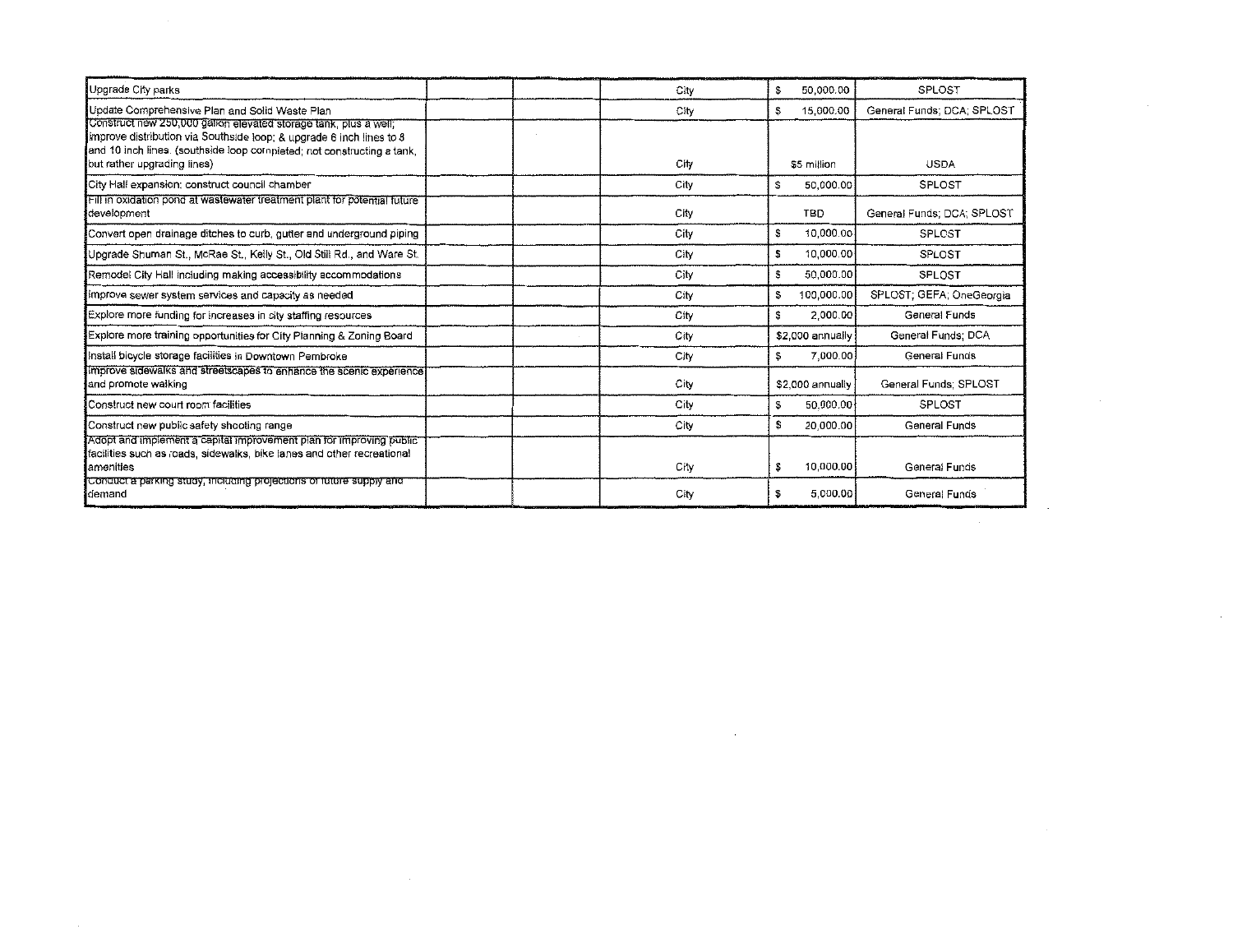| | | | | | |
|---|---|---|---|---|---|
| Upgrade City parks | | | City | $ 50,000.00 | SPLOST |
| Update Comprehensive Plan and Solid Waste Plan | | | City | $ 15,000.00 | General Funds; DCA; SPLOST |
| Construct new 250,000 gallon elevated storage tank, plus a well; improve distribution via Southside loop; & upgrade 6 inch lines to 8 and 10 inch lines. (southside loop completed; not constructing a tank, but rather upgrading lines) | | | City | $5 million | USDA |
| City Hall expansion: construct council chamber | | | City | $ 50,000.00 | SPLOST |
| Fill in oxidation pond at wastewater treatment plant for potential future development | | | City | TBD | General Funds; DCA; SPLOST |
| Convert open drainage ditches to curb, gutter and underground piping | | | City | $ 10,000.00 | SPLOST |
| Upgrade Shuman St., McRae St., Kelly St., Old Still Rd., and Ware St. | | | City | $ 10,000.00 | SPLOST |
| Remodel City Hall including making accessibility accommodations | | | City | $ 50,000.00 | SPLOST |
| Improve sewer system services and capacity as needed | | | City | $ 100,000.00 | SPLOST; GEFA; OneGeorgia |
| Explore more funding for increases in city staffing resources | | | City | $ 2,000.00 | General Funds |
| Explore more training opportunities for City Planning & Zoning Board | | | City | $2,000 annually | General Funds; DCA |
| Install bicycle storage facilities in Downtown Pembroke | | | City | $ 7,000.00 | General Funds |
| Improve sidewalks and streetscapes to enhance the scenic experience and promote walking | | | City | $2,000 annually | General Funds; SPLOST |
| Construct new court room facilities | | | City | $ 50,000.00 | SPLOST |
| Construct new public safety shooting range | | | City | $ 20,000.00 | General Funds |
| Adopt and implement a capital improvement plan for improving public facilities such as roads, sidewalks, bike lanes and other recreational amenities | | | City | $ 10,000.00 | General Funds |
| Conduct a parking study, including projections of future supply and demand | | | City | $ 5,000.00 | General Funds |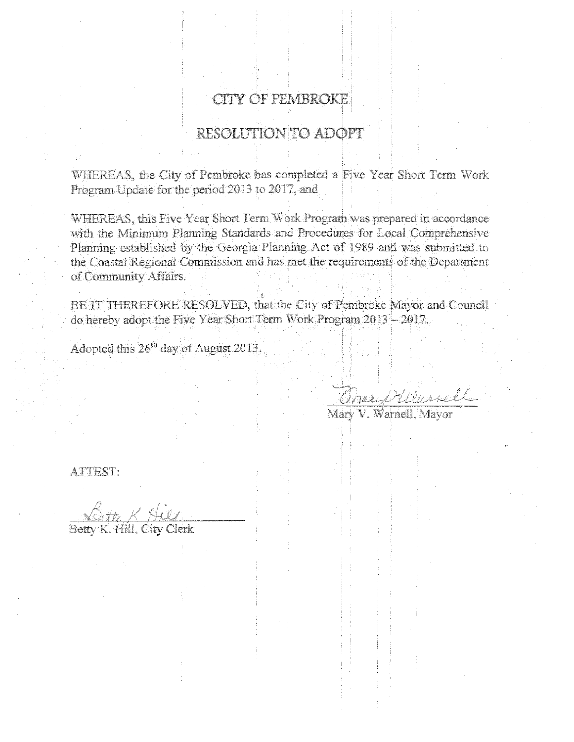# CITY OF PEMBROKE

## RESOLUTION TO ADOPT

WHEREAS, the City of Pembroke has completed a Five Year Short Term Work Program Update for the period 2013 to 2017, and

WHEREAS, this Five Year Short Term Work Program was prepared in accordance with the Minimum Planning Standards and Procedures for Local Comprehensive Planning established by the Georgia Planning Act of 1989 and was submitted to the Coastal Regional Commission and has met the requirements of the Department of Community Affairs.

BE IT THEREFORE RESOLVED, that the City of Pembroke Mayor and Council do hereby adopt the Five Year Short Term Work Program 2013 – 2017.

Adopted this 26th day of August 2013.

Mary V. Warnell, Mayor

ATTEST:

Betty K. Hill, City Clerk